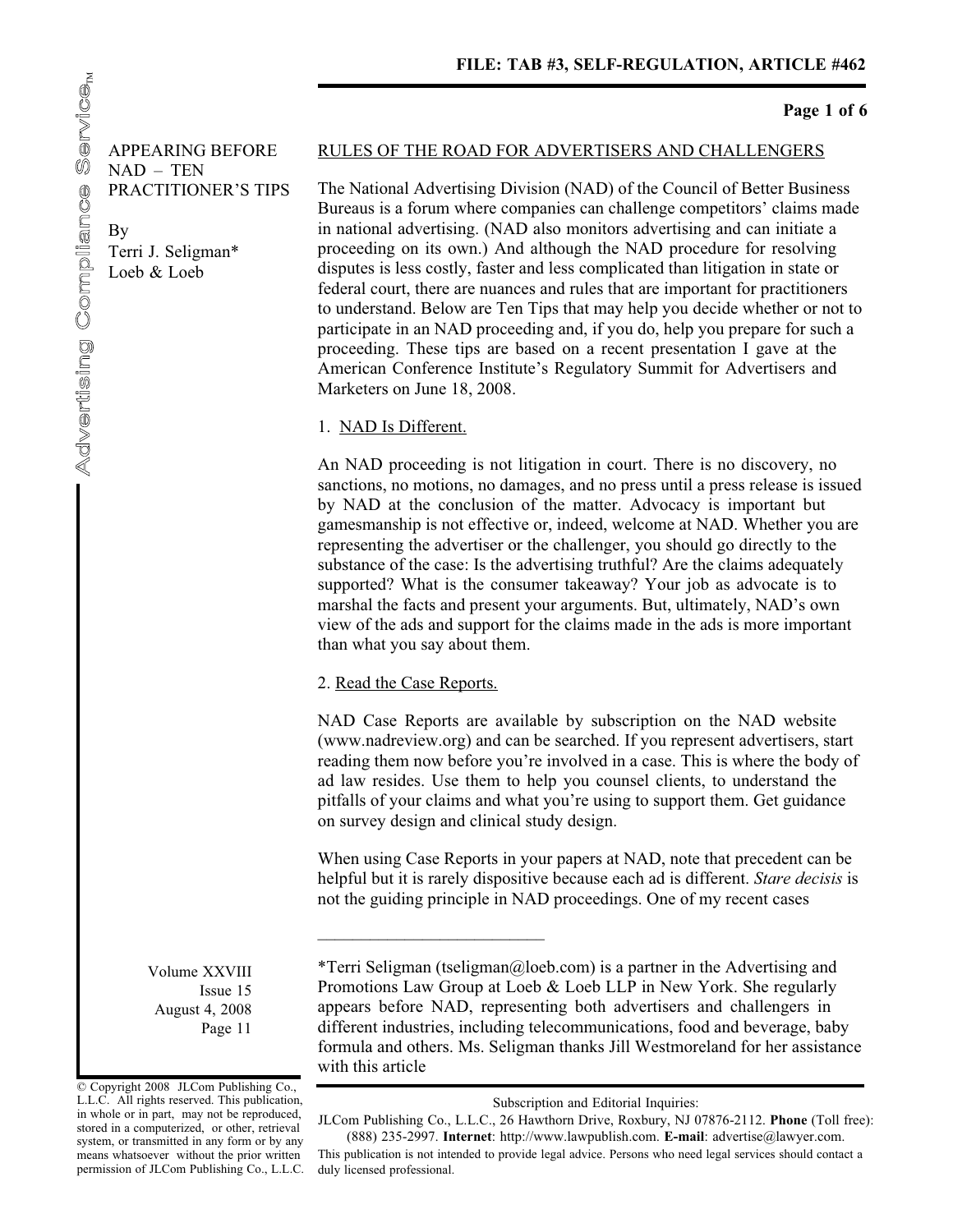# APPEARING BEFORE NAD – TEN PRACTITIONER'S TIPS

By
Terri J. Seligman*
Loeb & Loeb

## RULES OF THE ROAD FOR ADVERTISERS AND CHALLENGERS

The National Advertising Division (NAD) of the Council of Better Business Bureaus is a forum where companies can challenge competitors' claims made in national advertising. (NAD also monitors advertising and can initiate a proceeding on its own.) And although the NAD procedure for resolving disputes is less costly, faster and less complicated than litigation in state or federal court, there are nuances and rules that are important for practitioners to understand. Below are Ten Tips that may help you decide whether or not to participate in an NAD proceeding and, if you do, help you prepare for such a proceeding. These tips are based on a recent presentation I gave at the American Conference Institute's Regulatory Summit for Advertisers and Marketers on June 18, 2008.

### 1. NAD Is Different.

An NAD proceeding is not litigation in court. There is no discovery, no sanctions, no motions, no damages, and no press until a press release is issued by NAD at the conclusion of the matter. Advocacy is important but gamesmanship is not effective or, indeed, welcome at NAD. Whether you are representing the advertiser or the challenger, you should go directly to the substance of the case: Is the advertising truthful? Are the claims adequately supported? What is the consumer takeaway? Your job as advocate is to marshal the facts and present your arguments. But, ultimately, NAD's own view of the ads and support for the claims made in the ads is more important than what you say about them.

### 2. Read the Case Reports.

NAD Case Reports are available by subscription on the NAD website (www.nadreview.org) and can be searched. If you represent advertisers, start reading them now before you're involved in a case. This is where the body of ad law resides. Use them to help you counsel clients, to understand the pitfalls of your claims and what you're using to support them. Get guidance on survey design and clinical study design.

When using Case Reports in your papers at NAD, note that precedent can be helpful but it is rarely dispositive because each ad is different. *Stare decisis* is not the guiding principle in NAD proceedings. One of my recent cases

---

*Terri Seligman (tseligman@loeb.com) is a partner in the Advertising and Promotions Law Group at Loeb & Loeb LLP in New York. She regularly appears before NAD, representing both advertisers and challengers in different industries, including telecommunications, food and beverage, baby formula and others. Ms. Seligman thanks Jill Westmoreland for her assistance with this article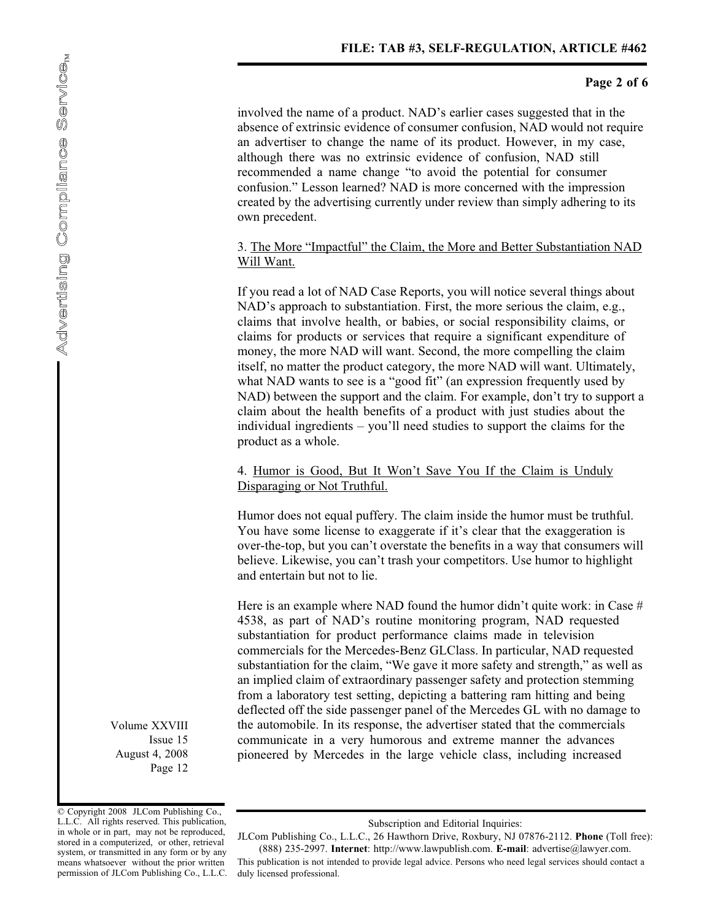involved the name of a product. NAD's earlier cases suggested that in the absence of extrinsic evidence of consumer confusion, NAD would not require an advertiser to change the name of its product. However, in my case, although there was no extrinsic evidence of confusion, NAD still recommended a name change "to avoid the potential for consumer confusion." Lesson learned? NAD is more concerned with the impression created by the advertising currently under review than simply adhering to its own precedent.

3. <u>The More "Impactful" the Claim, the More and Better Substantiation NAD Will Want.</u>

If you read a lot of NAD Case Reports, you will notice several things about NAD's approach to substantiation. First, the more serious the claim, e.g., claims that involve health, or babies, or social responsibility claims, or claims for products or services that require a significant expenditure of money, the more NAD will want. Second, the more compelling the claim itself, no matter the product category, the more NAD will want. Ultimately, what NAD wants to see is a "good fit" (an expression frequently used by NAD) between the support and the claim. For example, don't try to support a claim about the health benefits of a product with just studies about the individual ingredients – you'll need studies to support the claims for the product as a whole.

4. <u>Humor is Good, But It Won't Save You If the Claim is Unduly Disparaging or Not Truthful.</u>

Humor does not equal puffery. The claim inside the humor must be truthful. You have some license to exaggerate if it's clear that the exaggeration is over-the-top, but you can't overstate the benefits in a way that consumers will believe. Likewise, you can't trash your competitors. Use humor to highlight and entertain but not to lie.

Here is an example where NAD found the humor didn't quite work: in Case # 4538, as part of NAD's routine monitoring program, NAD requested substantiation for product performance claims made in television commercials for the Mercedes-Benz GLClass. In particular, NAD requested substantiation for the claim, "We gave it more safety and strength," as well as an implied claim of extraordinary passenger safety and protection stemming from a laboratory test setting, depicting a battering ram hitting and being deflected off the side passenger panel of the Mercedes GL with no damage to the automobile. In its response, the advertiser stated that the commercials communicate in a very humorous and extreme manner the advances pioneered by Mercedes in the large vehicle class, including increased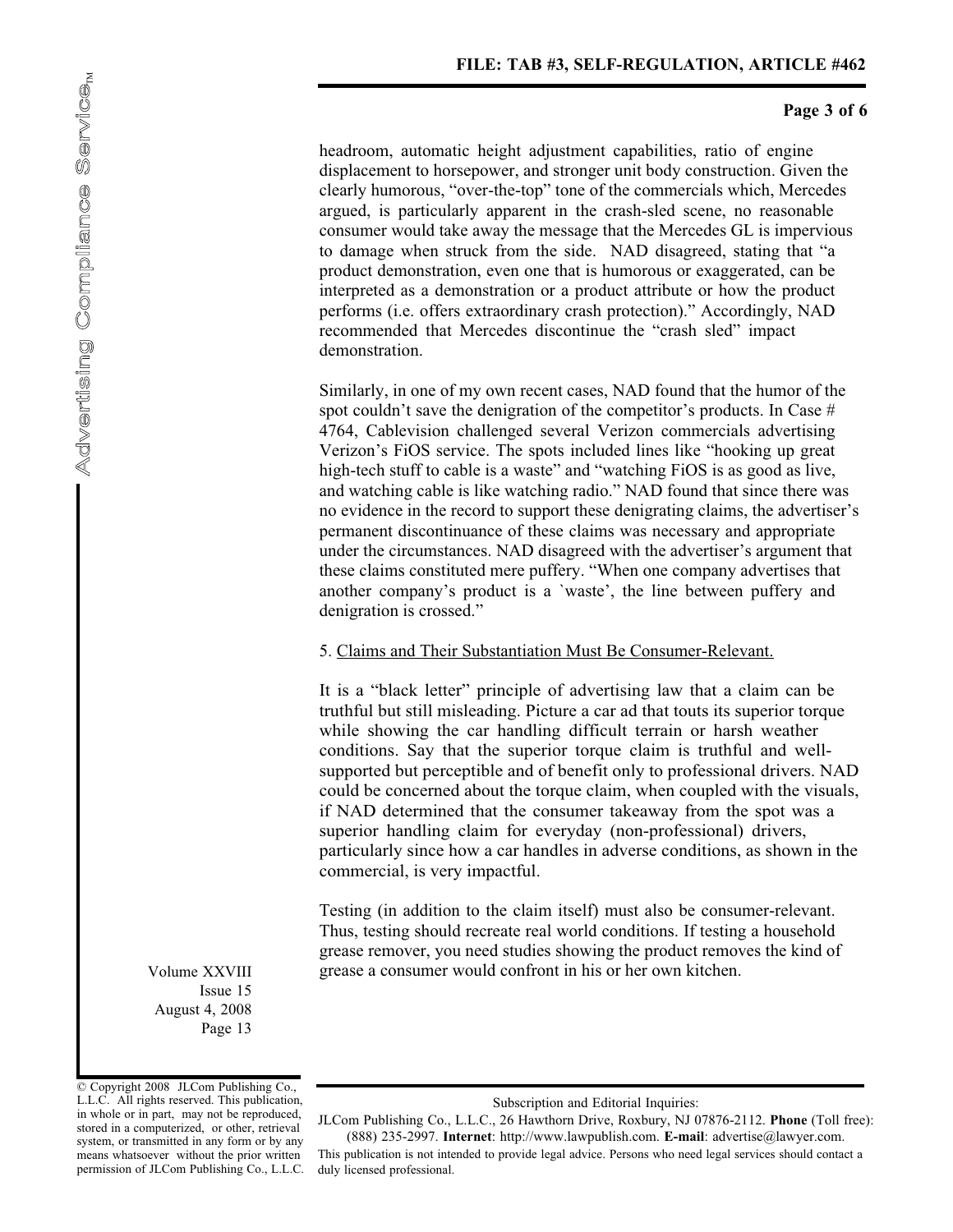headroom, automatic height adjustment capabilities, ratio of engine displacement to horsepower, and stronger unit body construction. Given the clearly humorous, "over-the-top" tone of the commercials which, Mercedes argued, is particularly apparent in the crash-sled scene, no reasonable consumer would take away the message that the Mercedes GL is impervious to damage when struck from the side. NAD disagreed, stating that "a product demonstration, even one that is humorous or exaggerated, can be interpreted as a demonstration or a product attribute or how the product performs (i.e. offers extraordinary crash protection)." Accordingly, NAD recommended that Mercedes discontinue the "crash sled" impact demonstration.

Similarly, in one of my own recent cases, NAD found that the humor of the spot couldn't save the denigration of the competitor's products. In Case # 4764, Cablevision challenged several Verizon commercials advertising Verizon's FiOS service. The spots included lines like "hooking up great high-tech stuff to cable is a waste" and "watching FiOS is as good as live, and watching cable is like watching radio." NAD found that since there was no evidence in the record to support these denigrating claims, the advertiser's permanent discontinuance of these claims was necessary and appropriate under the circumstances. NAD disagreed with the advertiser's argument that these claims constituted mere puffery. "When one company advertises that another company's product is a `waste', the line between puffery and denigration is crossed."

5. <u>Claims and Their Substantiation Must Be Consumer-Relevant.</u>

It is a "black letter" principle of advertising law that a claim can be truthful but still misleading. Picture a car ad that touts its superior torque while showing the car handling difficult terrain or harsh weather conditions. Say that the superior torque claim is truthful and well-supported but perceptible and of benefit only to professional drivers. NAD could be concerned about the torque claim, when coupled with the visuals, if NAD determined that the consumer takeaway from the spot was a superior handling claim for everyday (non-professional) drivers, particularly since how a car handles in adverse conditions, as shown in the commercial, is very impactful.

Testing (in addition to the claim itself) must also be consumer-relevant. Thus, testing should recreate real world conditions. If testing a household grease remover, you need studies showing the product removes the kind of grease a consumer would confront in his or her own kitchen.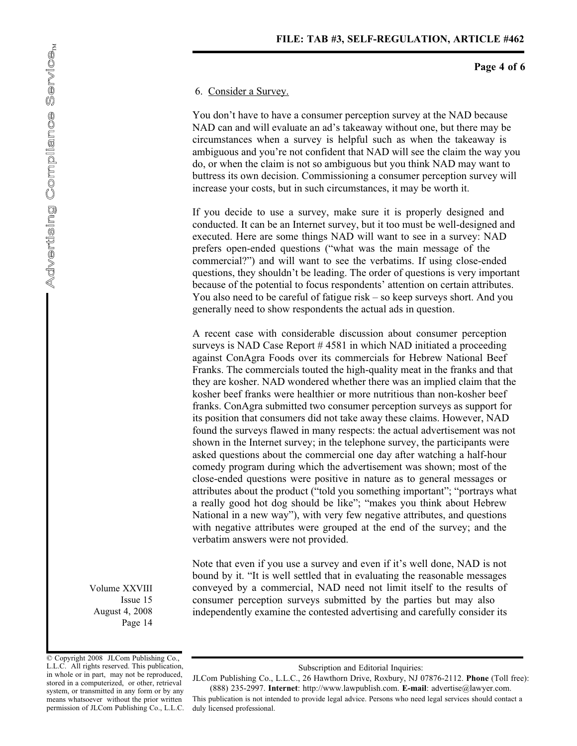6. Consider a Survey.

You don't have to have a consumer perception survey at the NAD because NAD can and will evaluate an ad's takeaway without one, but there may be circumstances when a survey is helpful such as when the takeaway is ambiguous and you're not confident that NAD will see the claim the way you do, or when the claim is not so ambiguous but you think NAD may want to buttress its own decision. Commissioning a consumer perception survey will increase your costs, but in such circumstances, it may be worth it.

If you decide to use a survey, make sure it is properly designed and conducted. It can be an Internet survey, but it too must be well-designed and executed. Here are some things NAD will want to see in a survey: NAD prefers open-ended questions ("what was the main message of the commercial?") and will want to see the verbatims. If using close-ended questions, they shouldn't be leading. The order of questions is very important because of the potential to focus respondents' attention on certain attributes. You also need to be careful of fatigue risk – so keep surveys short. And you generally need to show respondents the actual ads in question.

A recent case with considerable discussion about consumer perception surveys is NAD Case Report # 4581 in which NAD initiated a proceeding against ConAgra Foods over its commercials for Hebrew National Beef Franks. The commercials touted the high-quality meat in the franks and that they are kosher. NAD wondered whether there was an implied claim that the kosher beef franks were healthier or more nutritious than non-kosher beef franks. ConAgra submitted two consumer perception surveys as support for its position that consumers did not take away these claims. However, NAD found the surveys flawed in many respects: the actual advertisement was not shown in the Internet survey; in the telephone survey, the participants were asked questions about the commercial one day after watching a half-hour comedy program during which the advertisement was shown; most of the close-ended questions were positive in nature as to general messages or attributes about the product ("told you something important"; "portrays what a really good hot dog should be like"; "makes you think about Hebrew National in a new way"), with very few negative attributes, and questions with negative attributes were grouped at the end of the survey; and the verbatim answers were not provided.

Note that even if you use a survey and even if it's well done, NAD is not bound by it. "It is well settled that in evaluating the reasonable messages conveyed by a commercial, NAD need not limit itself to the results of consumer perception surveys submitted by the parties but may also independently examine the contested advertising and carefully consider its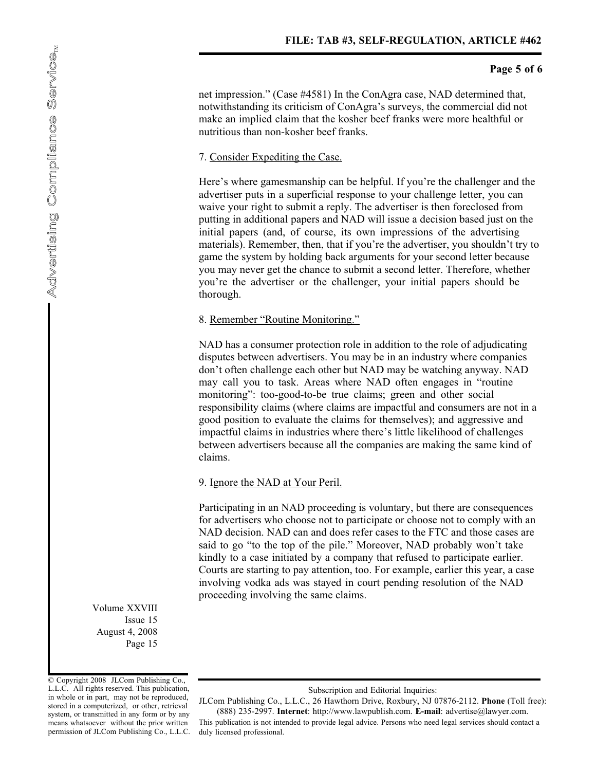net impression." (Case #4581) In the ConAgra case, NAD determined that, notwithstanding its criticism of ConAgra's surveys, the commercial did not make an implied claim that the kosher beef franks were more healthful or nutritious than non-kosher beef franks.

7. Consider Expediting the Case.

Here's where gamesmanship can be helpful. If you're the challenger and the advertiser puts in a superficial response to your challenge letter, you can waive your right to submit a reply. The advertiser is then foreclosed from putting in additional papers and NAD will issue a decision based just on the initial papers (and, of course, its own impressions of the advertising materials). Remember, then, that if you're the advertiser, you shouldn't try to game the system by holding back arguments for your second letter because you may never get the chance to submit a second letter. Therefore, whether you're the advertiser or the challenger, your initial papers should be thorough.

8. Remember "Routine Monitoring."

NAD has a consumer protection role in addition to the role of adjudicating disputes between advertisers. You may be in an industry where companies don't often challenge each other but NAD may be watching anyway. NAD may call you to task. Areas where NAD often engages in "routine monitoring": too-good-to-be true claims; green and other social responsibility claims (where claims are impactful and consumers are not in a good position to evaluate the claims for themselves); and aggressive and impactful claims in industries where there's little likelihood of challenges between advertisers because all the companies are making the same kind of claims.

9. Ignore the NAD at Your Peril.

Participating in an NAD proceeding is voluntary, but there are consequences for advertisers who choose not to participate or choose not to comply with an NAD decision. NAD can and does refer cases to the FTC and those cases are said to go "to the top of the pile." Moreover, NAD probably won't take kindly to a case initiated by a company that refused to participate earlier. Courts are starting to pay attention, too. For example, earlier this year, a case involving vodka ads was stayed in court pending resolution of the NAD proceeding involving the same claims.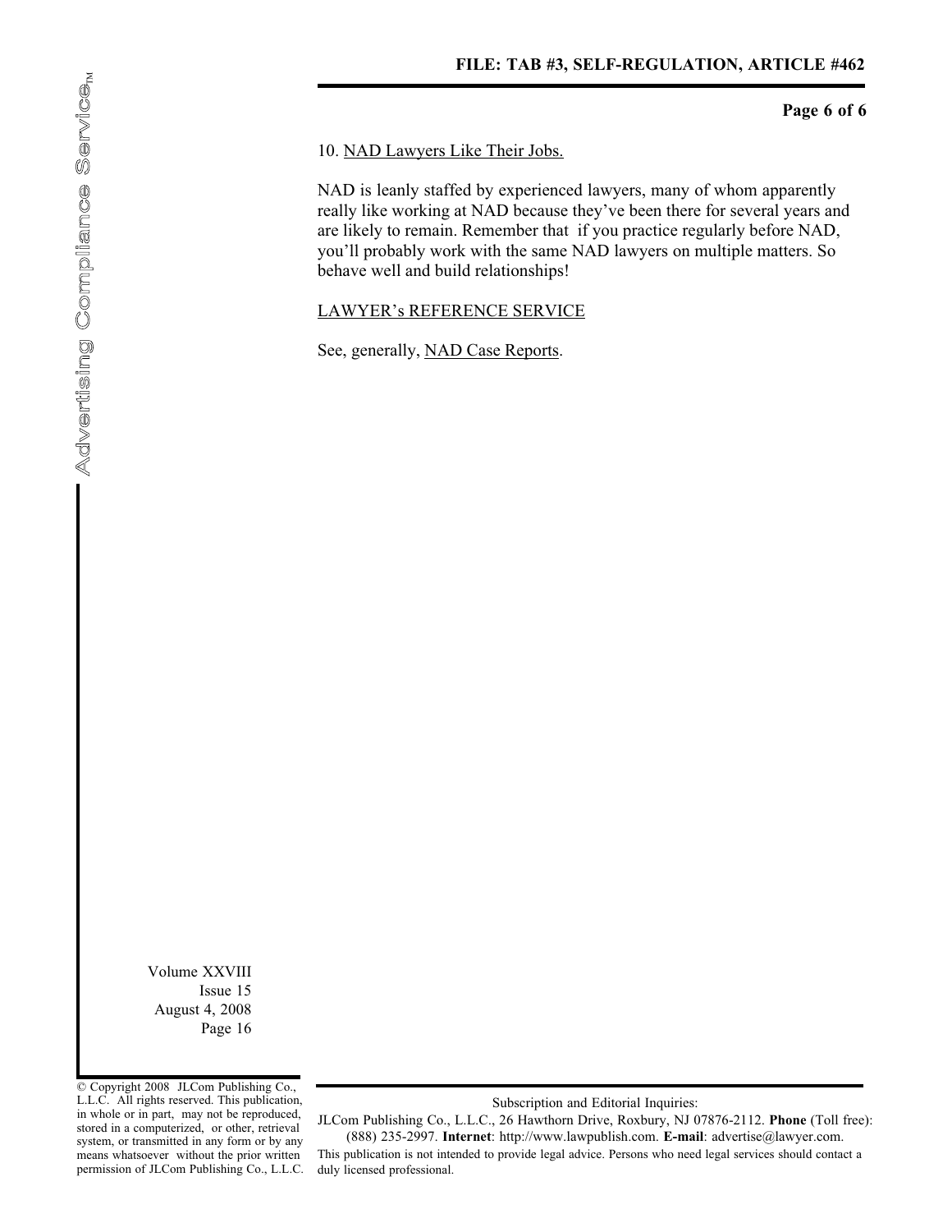10. NAD Lawyers Like Their Jobs.

NAD is leanly staffed by experienced lawyers, many of whom apparently really like working at NAD because they've been there for several years and are likely to remain. Remember that if you practice regularly before NAD, you'll probably work with the same NAD lawyers on multiple matters. So behave well and build relationships!

LAWYER's REFERENCE SERVICE

See, generally, NAD Case Reports.

© Copyright 2008 JLCom Publishing Co., L.L.C. All rights reserved. This publication, in whole or in part, may not be reproduced, stored in a computerized, or other, retrieval system, or transmitted in any form or by any means whatsoever without the prior written permission of JLCom Publishing Co., L.L.C.

Subscription and Editorial Inquiries:
JLCom Publishing Co., L.L.C., 26 Hawthorn Drive, Roxbury, NJ 07876-2112. **Phone** (Toll free): (888) 235-2997. **Internet**: http://www.lawpublish.com. **E-mail**: advertise@lawyer.com.
This publication is not intended to provide legal advice. Persons who need legal services should contact a duly licensed professional.